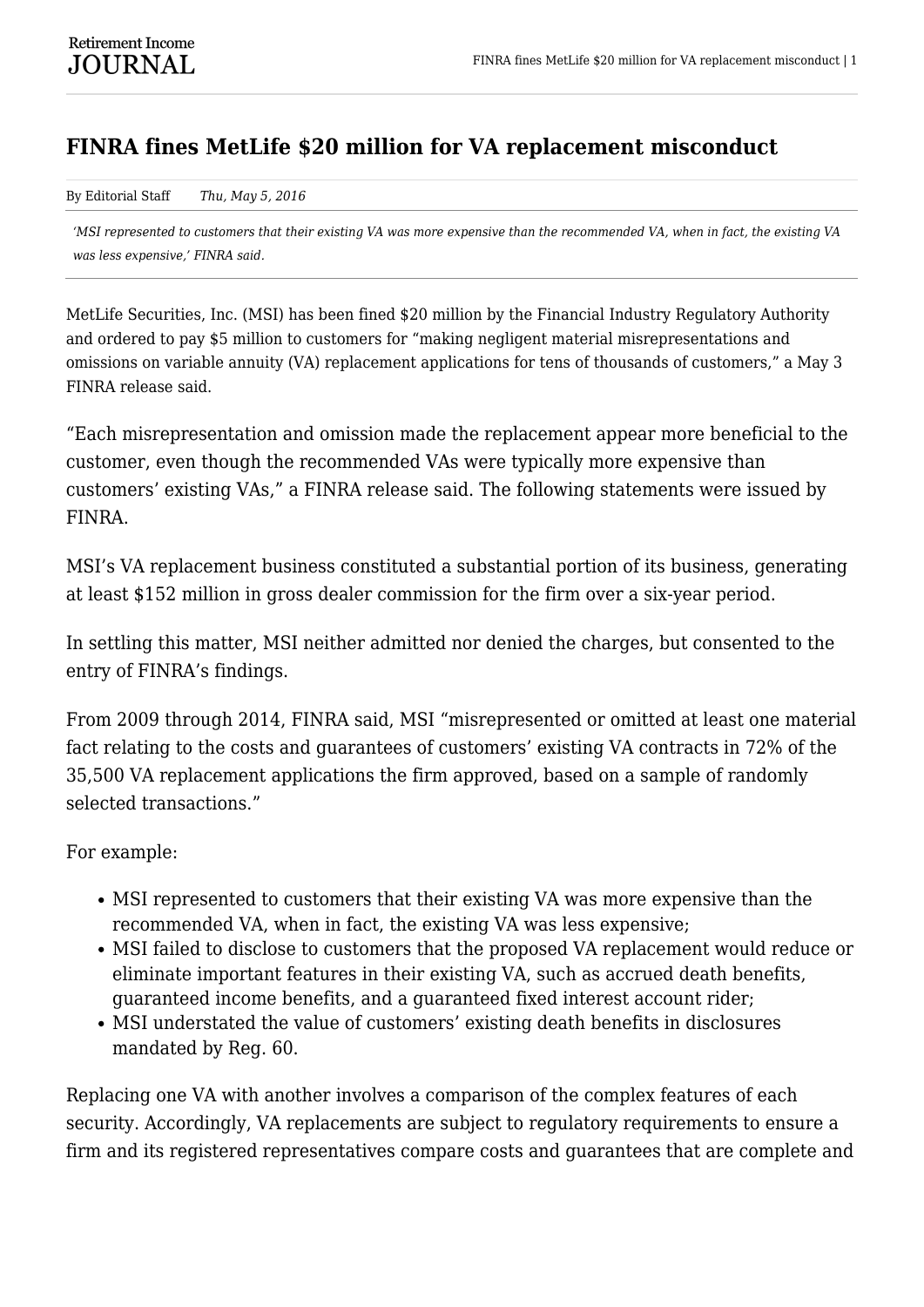# FINRA fines MetLife $20 million for VA replacement misconduct

By Editorial Staff *Thu, May 5, 2016*

*'MSI represented to customers that their existing VA was more expensive than the recommended VA, when in fact, the existing VA was less expensive,' FINRA said.*

MetLife Securities, Inc. (MSI) has been fined $20 million by the Financial Industry Regulatory Authority and ordered to pay $5 million to customers for "making negligent material misrepresentations and omissions on variable annuity (VA) replacement applications for tens of thousands of customers," a May 3 FINRA release said.

"Each misrepresentation and omission made the replacement appear more beneficial to the customer, even though the recommended VAs were typically more expensive than customers' existing VAs," a FINRA release said. The following statements were issued by FINRA.

MSI's VA replacement business constituted a substantial portion of its business, generating at least $152 million in gross dealer commission for the firm over a six-year period.

In settling this matter, MSI neither admitted nor denied the charges, but consented to the entry of FINRA's findings.

From 2009 through 2014, FINRA said, MSI "misrepresented or omitted at least one material fact relating to the costs and guarantees of customers' existing VA contracts in 72% of the 35,500 VA replacement applications the firm approved, based on a sample of randomly selected transactions."

For example:

- MSI represented to customers that their existing VA was more expensive than the recommended VA, when in fact, the existing VA was less expensive;
- MSI failed to disclose to customers that the proposed VA replacement would reduce or eliminate important features in their existing VA, such as accrued death benefits, guaranteed income benefits, and a guaranteed fixed interest account rider;
- MSI understated the value of customers' existing death benefits in disclosures mandated by Reg. 60.

Replacing one VA with another involves a comparison of the complex features of each security. Accordingly, VA replacements are subject to regulatory requirements to ensure a firm and its registered representatives compare costs and guarantees that are complete and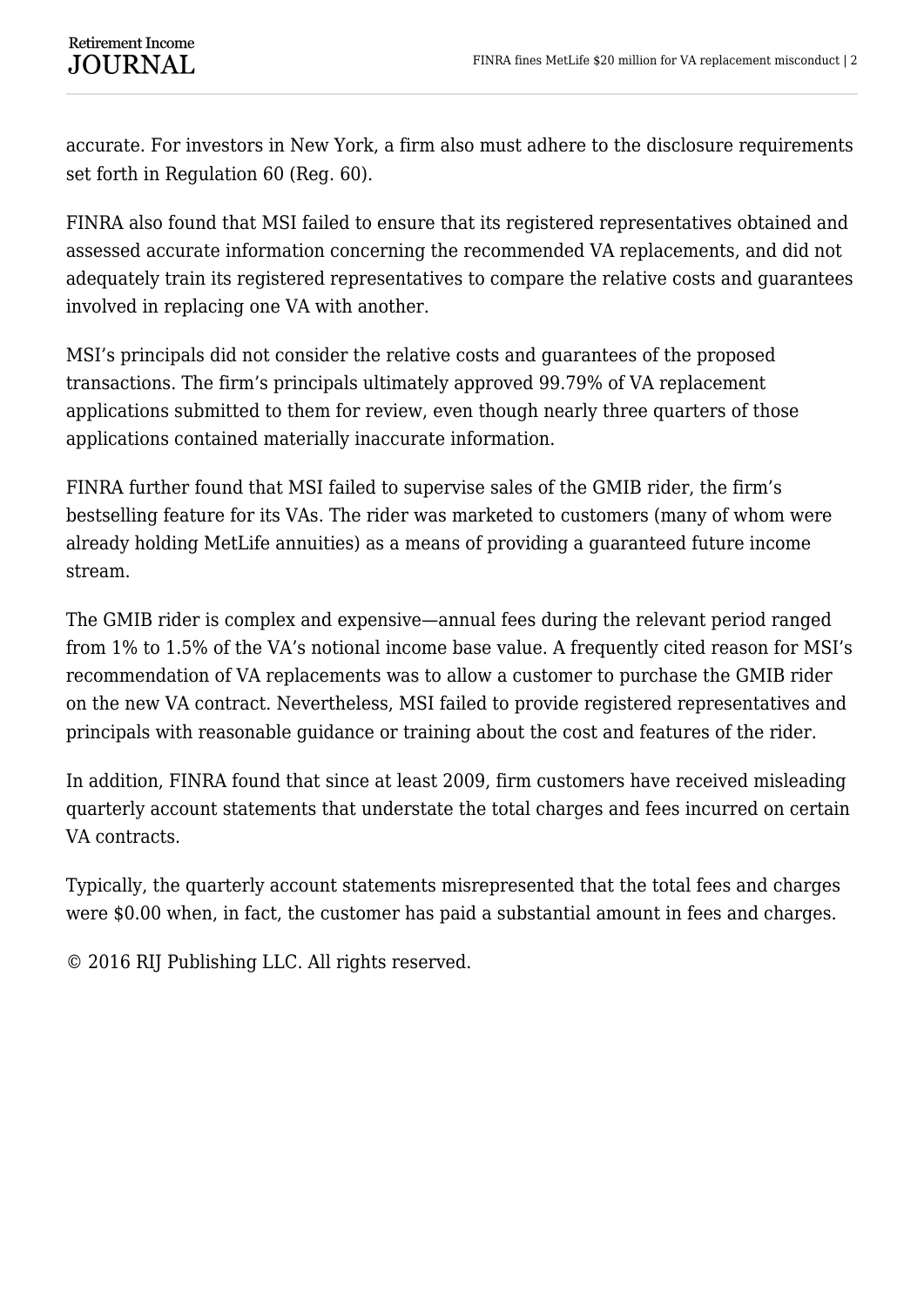accurate. For investors in New York, a firm also must adhere to the disclosure requirements set forth in Regulation 60 (Reg. 60).

FINRA also found that MSI failed to ensure that its registered representatives obtained and assessed accurate information concerning the recommended VA replacements, and did not adequately train its registered representatives to compare the relative costs and guarantees involved in replacing one VA with another.

MSI's principals did not consider the relative costs and guarantees of the proposed transactions. The firm's principals ultimately approved 99.79% of VA replacement applications submitted to them for review, even though nearly three quarters of those applications contained materially inaccurate information.

FINRA further found that MSI failed to supervise sales of the GMIB rider, the firm's bestselling feature for its VAs. The rider was marketed to customers (many of whom were already holding MetLife annuities) as a means of providing a guaranteed future income stream.

The GMIB rider is complex and expensive—annual fees during the relevant period ranged from 1% to 1.5% of the VA's notional income base value. A frequently cited reason for MSI's recommendation of VA replacements was to allow a customer to purchase the GMIB rider on the new VA contract. Nevertheless, MSI failed to provide registered representatives and principals with reasonable guidance or training about the cost and features of the rider.

In addition, FINRA found that since at least 2009, firm customers have received misleading quarterly account statements that understate the total charges and fees incurred on certain VA contracts.

Typically, the quarterly account statements misrepresented that the total fees and charges were $0.00 when, in fact, the customer has paid a substantial amount in fees and charges.

© 2016 RIJ Publishing LLC. All rights reserved.